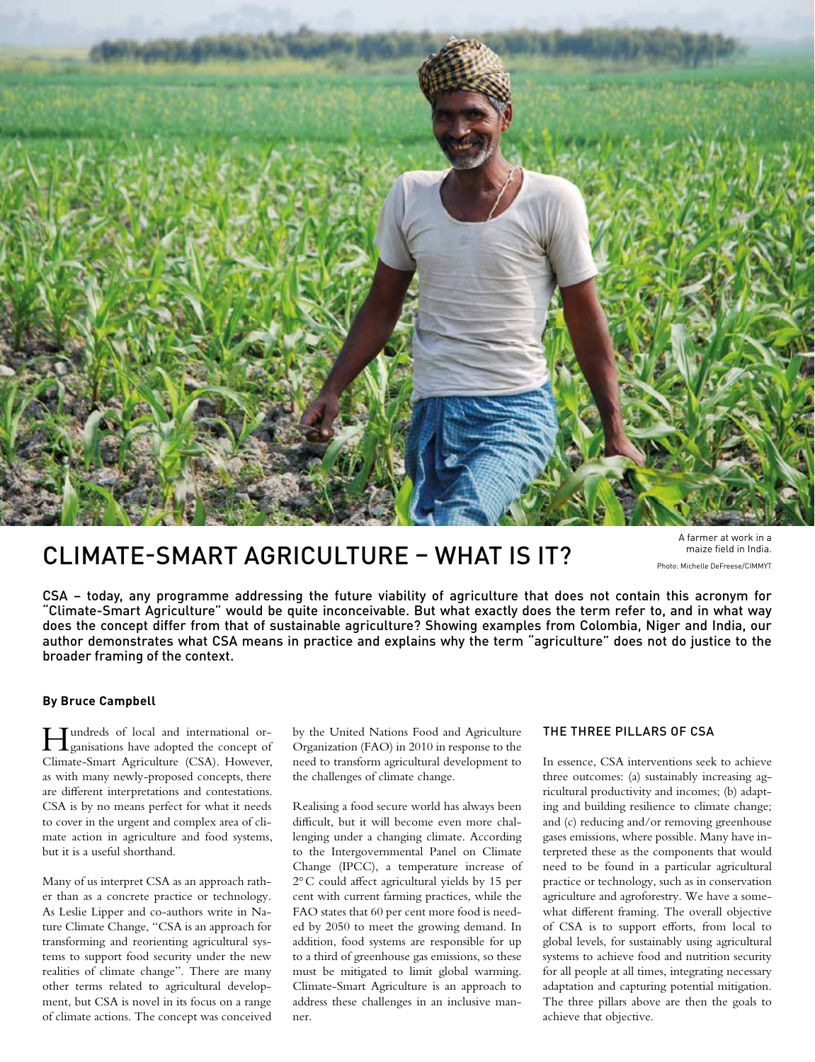# CLIMATE-SMART AGRICULTURE – WHAT IS IT?

A farmer at work in a maize field in India.
Photo: Michelle DeFreese/CIMMYT

**CSA – today, any programme addressing the future viability of agriculture that does not contain this acronym for "Climate-Smart Agriculture" would be quite inconceivable. But what exactly does the term refer to, and in what way does the concept differ from that of sustainable agriculture? Showing examples from Colombia, Niger and India, our author demonstrates what CSA means in practice and explains why the term "agriculture" does not do justice to the broader framing of the context.**

**By Bruce Campbell**

Hundreds of local and international organisations have adopted the concept of Climate-Smart Agriculture (CSA). However, as with many newly-proposed concepts, there are different interpretations and contestations. CSA is by no means perfect for what it needs to cover in the urgent and complex area of climate action in agriculture and food systems, but it is a useful shorthand.

Many of us interpret CSA as an approach rather than as a concrete practice or technology. As Leslie Lipper and co-authors write in Nature Climate Change, "CSA is an approach for transforming and reorienting agricultural systems to support food security under the new realities of climate change". There are many other terms related to agricultural development, but CSA is novel in its focus on a range of climate actions. The concept was conceived by the United Nations Food and Agriculture Organization (FAO) in 2010 in response to the need to transform agricultural development to the challenges of climate change.

Realising a food secure world has always been difficult, but it will become even more challenging under a changing climate. According to the Intergovernmental Panel on Climate Change (IPCC), a temperature increase of 2°C could affect agricultural yields by 15 per cent with current farming practices, while the FAO states that 60 per cent more food is needed by 2050 to meet the growing demand. In addition, food systems are responsible for up to a third of greenhouse gas emissions, so these must be mitigated to limit global warming. Climate-Smart Agriculture is an approach to address these challenges in an inclusive manner.

## THE THREE PILLARS OF CSA

In essence, CSA interventions seek to achieve three outcomes: (a) sustainably increasing agricultural productivity and incomes; (b) adapting and building resilience to climate change; and (c) reducing and/or removing greenhouse gases emissions, where possible. Many have interpreted these as the components that would need to be found in a particular agricultural practice or technology, such as in conservation agriculture and agroforestry. We have a somewhat different framing. The overall objective of CSA is to support efforts, from local to global levels, for sustainably using agricultural systems to achieve food and nutrition security for all people at all times, integrating necessary adaptation and capturing potential mitigation. The three pillars above are then the goals to achieve that objective.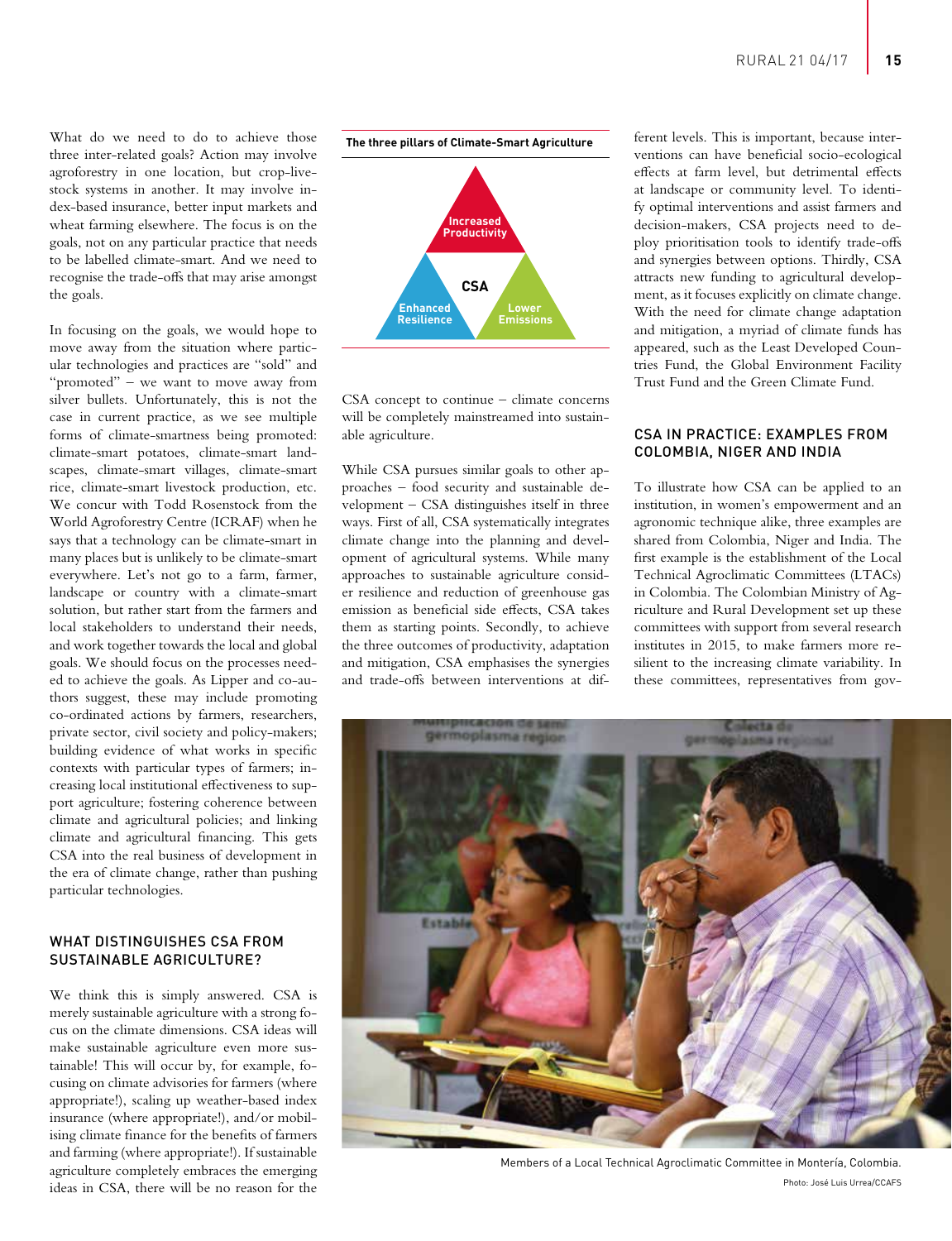What do we need to do to achieve those three inter-related goals? Action may involve agroforestry in one location, but crop-livestock systems in another. It may involve index-based insurance, better input markets and wheat farming elsewhere. The focus is on the goals, not on any particular practice that needs to be labelled climate-smart. And we need to recognise the trade-offs that may arise amongst the goals.

In focusing on the goals, we would hope to move away from the situation where particular technologies and practices are "sold" and "promoted" – we want to move away from silver bullets. Unfortunately, this is not the case in current practice, as we see multiple forms of climate-smartness being promoted: climate-smart potatoes, climate-smart landscapes, climate-smart villages, climate-smart rice, climate-smart livestock production, etc. We concur with Todd Rosenstock from the World Agroforestry Centre (ICRAF) when he says that a technology can be climate-smart in many places but is unlikely to be climate-smart everywhere. Let's not go to a farm, farmer, landscape or country with a climate-smart solution, but rather start from the farmers and local stakeholders to understand their needs, and work together towards the local and global goals. We should focus on the processes needed to achieve the goals. As Lipper and co-authors suggest, these may include promoting co-ordinated actions by farmers, researchers, private sector, civil society and policy-makers; building evidence of what works in specific contexts with particular types of farmers; increasing local institutional effectiveness to support agriculture; fostering coherence between climate and agricultural policies; and linking climate and agricultural financing. This gets CSA into the real business of development in the era of climate change, rather than pushing particular technologies.

## WHAT DISTINGUISHES CSA FROM SUSTAINABLE AGRICULTURE?

We think this is simply answered. CSA is merely sustainable agriculture with a strong focus on the climate dimensions. CSA ideas will make sustainable agriculture even more sustainable! This will occur by, for example, focusing on climate advisories for farmers (where appropriate!), scaling up weather-based index insurance (where appropriate!), and/or mobilising climate finance for the benefits of farmers and farming (where appropriate!). If sustainable agriculture completely embraces the emerging ideas in CSA, there will be no reason for the CSA concept to continue – climate concerns will be completely mainstreamed into sustainable agriculture.

**The three pillars of Climate-Smart Agriculture**

CSA: Increased Productivity; Enhanced Resilience; Lower Emissions

While CSA pursues similar goals to other approaches – food security and sustainable development – CSA distinguishes itself in three ways. First of all, CSA systematically integrates climate change into the planning and development of agricultural systems. While many approaches to sustainable agriculture consider resilience and reduction of greenhouse gas emission as beneficial side effects, CSA takes them as starting points. Secondly, to achieve the three outcomes of productivity, adaptation and mitigation, CSA emphasises the synergies and trade-offs between interventions at different levels. This is important, because interventions can have beneficial socio-ecological effects at farm level, but detrimental effects at landscape or community level. To identify optimal interventions and assist farmers and decision-makers, CSA projects need to deploy prioritisation tools to identify trade-offs and synergies between options. Thirdly, CSA attracts new funding to agricultural development, as it focuses explicitly on climate change. With the need for climate change adaptation and mitigation, a myriad of climate funds has appeared, such as the Least Developed Countries Fund, the Global Environment Facility Trust Fund and the Green Climate Fund.

## CSA IN PRACTICE: EXAMPLES FROM COLOMBIA, NIGER AND INDIA

To illustrate how CSA can be applied to an institution, in women's empowerment and an agronomic technique alike, three examples are shared from Colombia, Niger and India. The first example is the establishment of the Local Technical Agroclimatic Committees (LTACs) in Colombia. The Colombian Ministry of Agriculture and Rural Development set up these committees with support from several research institutes in 2015, to make farmers more resilient to the increasing climate variability. In these committees, representatives from gov-

Members of a Local Technical Agroclimatic Committee in Montería, Colombia.

Photo: José Luis Urrea/CCAFS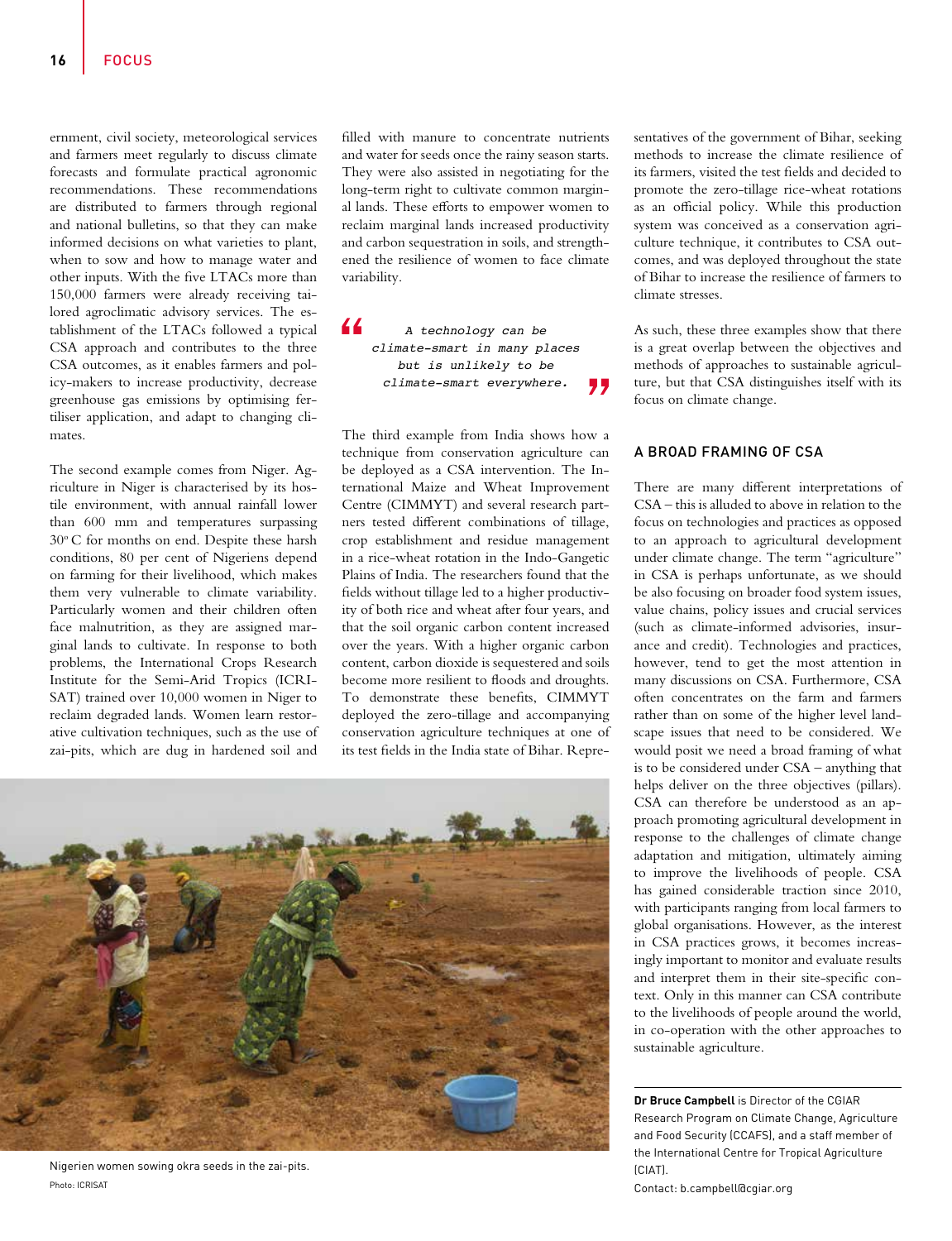ernment, civil society, meteorological services and farmers meet regularly to discuss climate forecasts and formulate practical agronomic recommendations. These recommendations are distributed to farmers through regional and national bulletins, so that they can make informed decisions on what varieties to plant, when to sow and how to manage water and other inputs. With the five LTACs more than 150,000 farmers were already receiving tailored agroclimatic advisory services. The establishment of the LTACs followed a typical CSA approach and contributes to the three CSA outcomes, as it enables farmers and policy-makers to increase productivity, decrease greenhouse gas emissions by optimising fertiliser application, and adapt to changing climates.

The second example comes from Niger. Agriculture in Niger is characterised by its hostile environment, with annual rainfall lower than 600 mm and temperatures surpassing 30° C for months on end. Despite these harsh conditions, 80 per cent of Nigeriens depend on farming for their livelihood, which makes them very vulnerable to climate variability. Particularly women and their children often face malnutrition, as they are assigned marginal lands to cultivate. In response to both problems, the International Crops Research Institute for the Semi-Arid Tropics (ICRISAT) trained over 10,000 women in Niger to reclaim degraded lands. Women learn restorative cultivation techniques, such as the use of zai-pits, which are dug in hardened soil and filled with manure to concentrate nutrients and water for seeds once the rainy season starts. They were also assisted in negotiating for the long-term right to cultivate common marginal lands. These efforts to empower women to reclaim marginal lands increased productivity and carbon sequestration in soils, and strengthened the resilience of women to face climate variability.

> "A technology can be climate-smart in many places but is unlikely to be climate-smart everywhere."

The third example from India shows how a technique from conservation agriculture can be deployed as a CSA intervention. The International Maize and Wheat Improvement Centre (CIMMYT) and several research partners tested different combinations of tillage, crop establishment and residue management in a rice-wheat rotation in the Indo-Gangetic Plains of India. The researchers found that the fields without tillage led to a higher productivity of both rice and wheat after four years, and that the soil organic carbon content increased over the years. With a higher organic carbon content, carbon dioxide is sequestered and soils become more resilient to floods and droughts. To demonstrate these benefits, CIMMYT deployed the zero-tillage and accompanying conservation agriculture techniques at one of its test fields in the India state of Bihar. Representatives of the government of Bihar, seeking methods to increase the climate resilience of its farmers, visited the test fields and decided to promote the zero-tillage rice-wheat rotations as an official policy. While this production system was conceived as a conservation agriculture technique, it contributes to CSA outcomes, and was deployed throughout the state of Bihar to increase the resilience of farmers to climate stresses.

Nigerien women sowing okra seeds in the zai-pits.
Photo: ICRISAT

As such, these three examples show that there is a great overlap between the objectives and methods of approaches to sustainable agriculture, but that CSA distinguishes itself with its focus on climate change.

## A BROAD FRAMING OF CSA

There are many different interpretations of CSA – this is alluded to above in relation to the focus on technologies and practices as opposed to an approach to agricultural development under climate change. The term "agriculture" in CSA is perhaps unfortunate, as we should be also focusing on broader food system issues, value chains, policy issues and crucial services (such as climate-informed advisories, insurance and credit). Technologies and practices, however, tend to get the most attention in many discussions on CSA. Furthermore, CSA often concentrates on the farm and farmers rather than on some of the higher level landscape issues that need to be considered. We would posit we need a broad framing of what is to be considered under CSA – anything that helps deliver on the three objectives (pillars). CSA can therefore be understood as an approach promoting agricultural development in response to the challenges of climate change adaptation and mitigation, ultimately aiming to improve the livelihoods of people. CSA has gained considerable traction since 2010, with participants ranging from local farmers to global organisations. However, as the interest in CSA practices grows, it becomes increasingly important to monitor and evaluate results and interpret them in their site-specific context. Only in this manner can CSA contribute to the livelihoods of people around the world, in co-operation with the other approaches to sustainable agriculture.

---

**Dr Bruce Campbell** is Director of the CGIAR Research Program on Climate Change, Agriculture and Food Security (CCAFS), and a staff member of the International Centre for Tropical Agriculture (CIAT).
Contact: b.campbell@cgiar.org